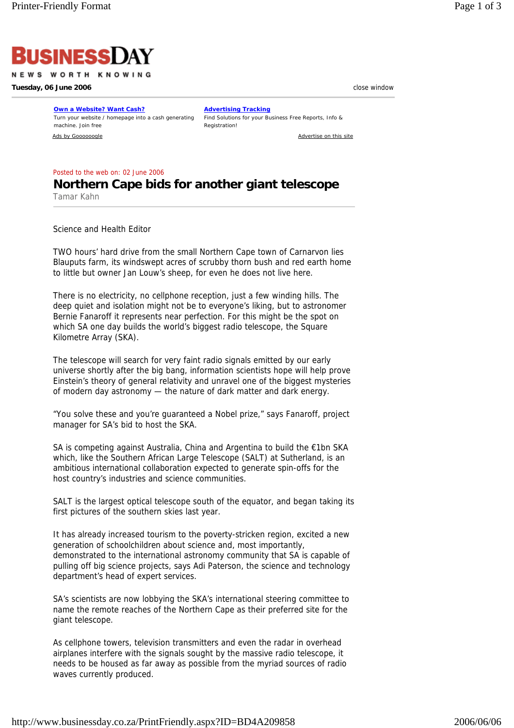# BUSINESSDAY

NEWS WORTH KNOWING

**Tuesday, 06 June 2006**

Posted to the web on: 02 June 2006

## Northern Cape bids for another giant telescope

Tamar Kahn

Science and Health Editor

TWO hours' hard drive from the small Northern Cape town of Carnarvon lies Blauputs farm, its windswept acres of scrubby thorn bush and red earth home to little but owner Jan Louw's sheep, for even he does not live here.

There is no electricity, no cellphone reception, just a few winding hills. The deep quiet and isolation might not be to everyone's liking, but to astronomer Bernie Fanaroff it represents near perfection. For this might be the spot on which SA one day builds the world's biggest radio telescope, the Square Kilometre Array (SKA).

The telescope will search for very faint radio signals emitted by our early universe shortly after the big bang, information scientists hope will help prove Einstein's theory of general relativity and unravel one of the biggest mysteries of modern day astronomy — the nature of dark matter and dark energy.

"You solve these and you're guaranteed a Nobel prize," says Fanaroff, project manager for SA's bid to host the SKA.

SA is competing against Australia, China and Argentina to build the €1bn SKA which, like the Southern African Large Telescope (SALT) at Sutherland, is an ambitious international collaboration expected to generate spin-offs for the host country's industries and science communities.

SALT is the largest optical telescope south of the equator, and began taking its first pictures of the southern skies last year.

It has already increased tourism to the poverty-stricken region, excited a new generation of schoolchildren about science and, most importantly, demonstrated to the international astronomy community that SA is capable of pulling off big science projects, says Adi Paterson, the science and technology department's head of expert services.

SA's scientists are now lobbying the SKA's international steering committee to name the remote reaches of the Northern Cape as their preferred site for the giant telescope.

As cellphone towers, television transmitters and even the radar in overhead airplanes interfere with the signals sought by the massive radio telescope, it needs to be housed as far away as possible from the myriad sources of radio waves currently produced.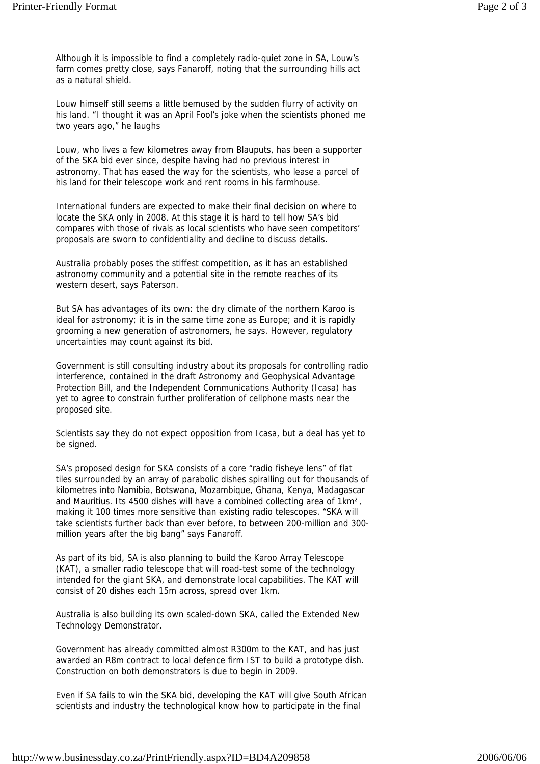Although it is impossible to find a completely radio-quiet zone in SA, Louw's farm comes pretty close, says Fanaroff, noting that the surrounding hills act as a natural shield.

Louw himself still seems a little bemused by the sudden flurry of activity on his land. "I thought it was an April Fool's joke when the scientists phoned me two years ago," he laughs

Louw, who lives a few kilometres away from Blauputs, has been a supporter of the SKA bid ever since, despite having had no previous interest in astronomy. That has eased the way for the scientists, who lease a parcel of his land for their telescope work and rent rooms in his farmhouse.

International funders are expected to make their final decision on where to locate the SKA only in 2008. At this stage it is hard to tell how SA's bid compares with those of rivals as local scientists who have seen competitors' proposals are sworn to confidentiality and decline to discuss details.

Australia probably poses the stiffest competition, as it has an established astronomy community and a potential site in the remote reaches of its western desert, says Paterson.

But SA has advantages of its own: the dry climate of the northern Karoo is ideal for astronomy; it is in the same time zone as Europe; and it is rapidly grooming a new generation of astronomers, he says. However, regulatory uncertainties may count against its bid.

Government is still consulting industry about its proposals for controlling radio interference, contained in the draft Astronomy and Geophysical Advantage Protection Bill, and the Independent Communications Authority (Icasa) has yet to agree to constrain further proliferation of cellphone masts near the proposed site.

Scientists say they do not expect opposition from Icasa, but a deal has yet to be signed.

SA's proposed design for SKA consists of a core "radio fisheye lens" of flat tiles surrounded by an array of parabolic dishes spiralling out for thousands of kilometres into Namibia, Botswana, Mozambique, Ghana, Kenya, Madagascar and Mauritius. Its 4500 dishes will have a combined collecting area of 1km², making it 100 times more sensitive than existing radio telescopes. "SKA will take scientists further back than ever before, to between 200-million and 300-million years after the big bang" says Fanaroff.

As part of its bid, SA is also planning to build the Karoo Array Telescope (KAT), a smaller radio telescope that will road-test some of the technology intended for the giant SKA, and demonstrate local capabilities. The KAT will consist of 20 dishes each 15m across, spread over 1km.

Australia is also building its own scaled-down SKA, called the Extended New Technology Demonstrator.

Government has already committed almost R300m to the KAT, and has just awarded an R8m contract to local defence firm IST to build a prototype dish. Construction on both demonstrators is due to begin in 2009.

Even if SA fails to win the SKA bid, developing the KAT will give South African scientists and industry the technological know how to participate in the final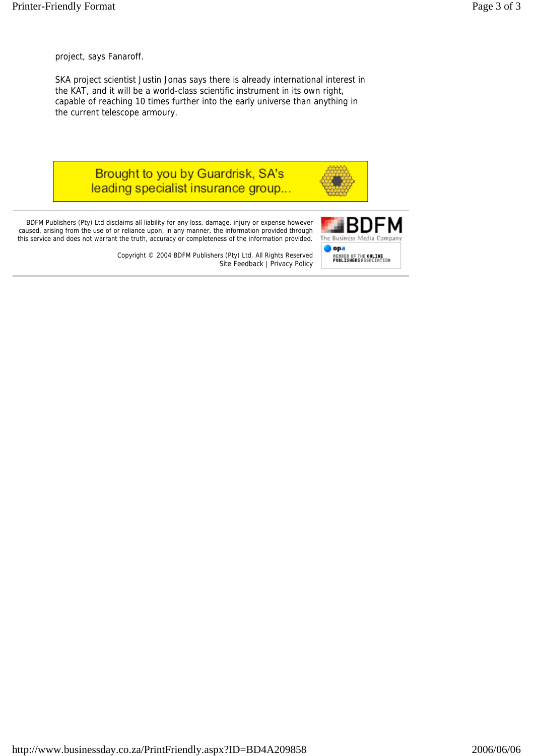project, says Fanaroff.

SKA project scientist Justin Jonas says there is already international interest in the KAT, and it will be a world-class scientific instrument in its own right, capable of reaching 10 times further into the early universe than anything in the current telescope armoury.

Brought to you by Guardrisk, SA's leading specialist insurance group...

BDFM Publishers (Pty) Ltd disclaims all liability for any loss, damage, injury or expense however caused, arising from the use of or reliance upon, in any manner, the information provided through this service and does not warrant the truth, accuracy or completeness of the information provided.

Copyright © 2004 BDFM Publishers (Pty) Ltd. All Rights Reserved
Site Feedback | Privacy Policy

BDFM
The Business Media Company

opa
MEMBER OF THE ONLINE PUBLISHERS ASSOCIATION